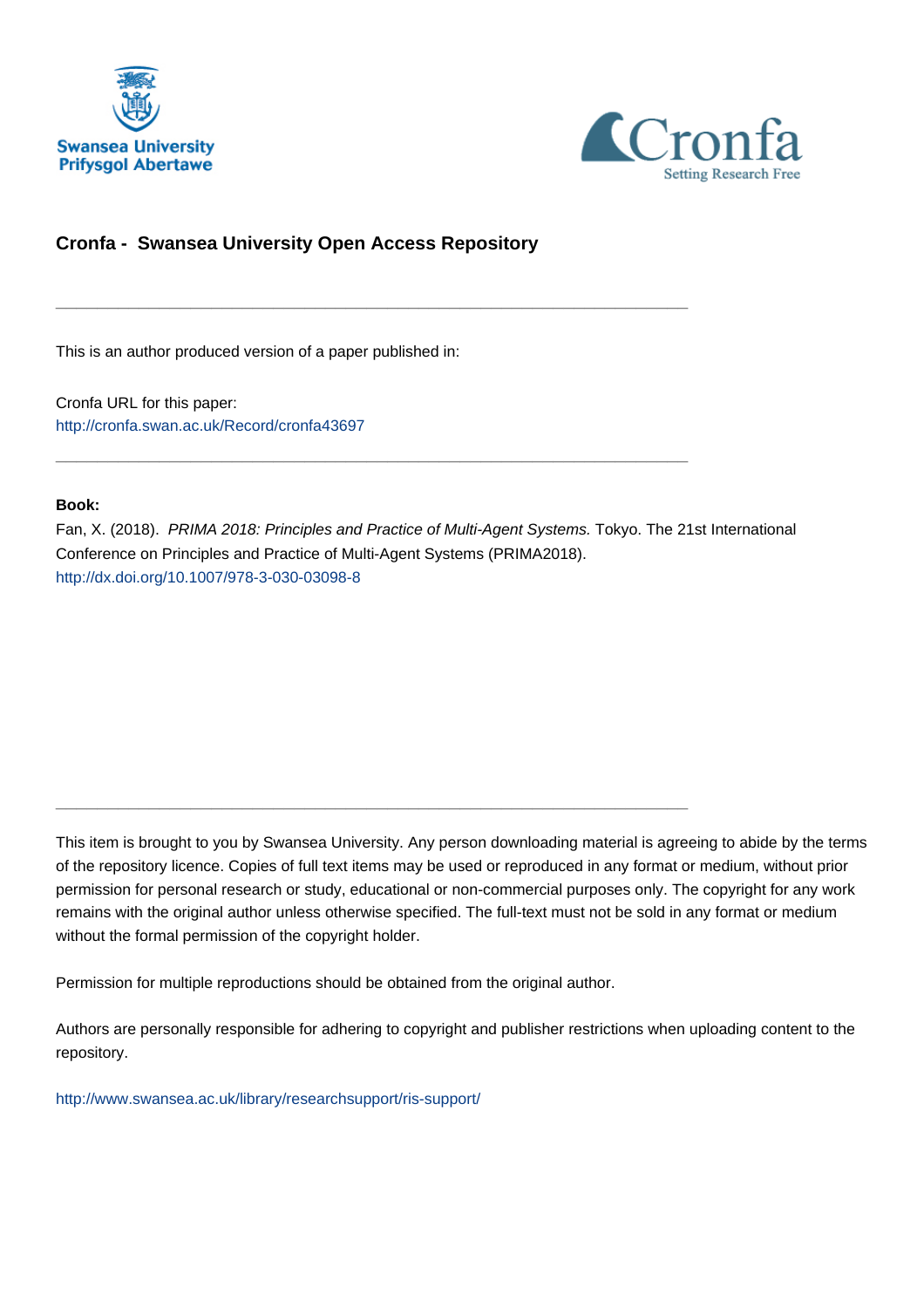Swansea University
Prifysgol Abertawe

Cronfa
Setting Research Free

## Cronfa - Swansea University Open Access Repository

---

This is an author produced version of a paper published in:

Cronfa URL for this paper:
http://cronfa.swan.ac.uk/Record/cronfa43697

---

**Book:**
Fan, X. (2018). *PRIMA 2018: Principles and Practice of Multi-Agent Systems.* Tokyo. The 21st International Conference on Principles and Practice of Multi-Agent Systems (PRIMA2018).
http://dx.doi.org/10.1007/978-3-030-03098-8

---

This item is brought to you by Swansea University. Any person downloading material is agreeing to abide by the terms of the repository licence. Copies of full text items may be used or reproduced in any format or medium, without prior permission for personal research or study, educational or non-commercial purposes only. The copyright for any work remains with the original author unless otherwise specified. The full-text must not be sold in any format or medium without the formal permission of the copyright holder.

Permission for multiple reproductions should be obtained from the original author.

Authors are personally responsible for adhering to copyright and publisher restrictions when uploading content to the repository.

http://www.swansea.ac.uk/library/researchsupport/ris-support/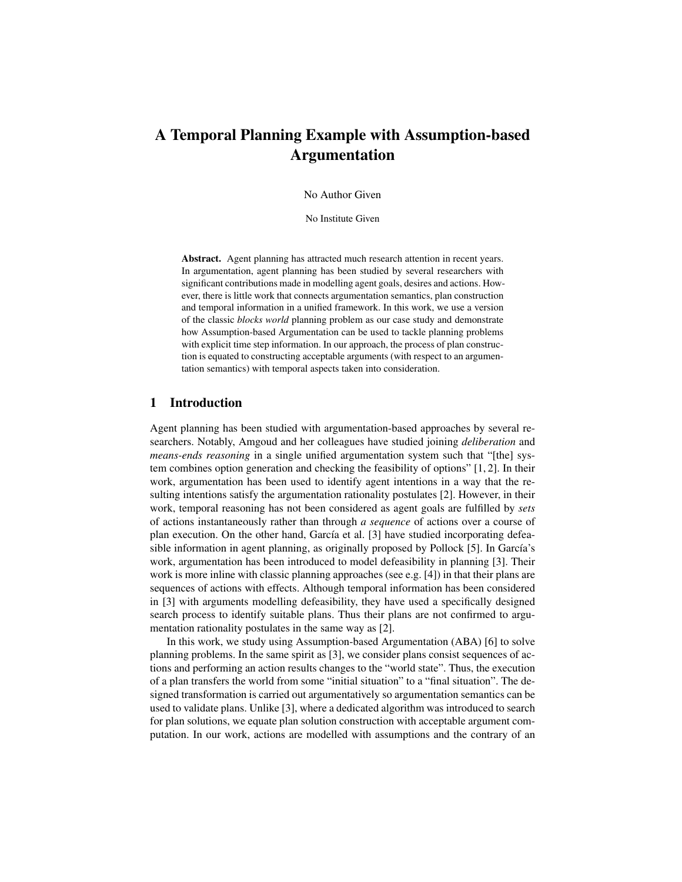# A Temporal Planning Example with Assumption-based Argumentation

No Author Given

No Institute Given

**Abstract.** Agent planning has attracted much research attention in recent years. In argumentation, agent planning has been studied by several researchers with significant contributions made in modelling agent goals, desires and actions. However, there is little work that connects argumentation semantics, plan construction and temporal information in a unified framework. In this work, we use a version of the classic *blocks world* planning problem as our case study and demonstrate how Assumption-based Argumentation can be used to tackle planning problems with explicit time step information. In our approach, the process of plan construction is equated to constructing acceptable arguments (with respect to an argumentation semantics) with temporal aspects taken into consideration.

## 1 Introduction

Agent planning has been studied with argumentation-based approaches by several researchers. Notably, Amgoud and her colleagues have studied joining *deliberation* and *means-ends reasoning* in a single unified argumentation system such that "[the] system combines option generation and checking the feasibility of options" [1, 2]. In their work, argumentation has been used to identify agent intentions in a way that the resulting intentions satisfy the argumentation rationality postulates [2]. However, in their work, temporal reasoning has not been considered as agent goals are fulfilled by *sets* of actions instantaneously rather than through *a sequence* of actions over a course of plan execution. On the other hand, García et al. [3] have studied incorporating defeasible information in agent planning, as originally proposed by Pollock [5]. In García's work, argumentation has been introduced to model defeasibility in planning [3]. Their work is more inline with classic planning approaches (see e.g. [4]) in that their plans are sequences of actions with effects. Although temporal information has been considered in [3] with arguments modelling defeasibility, they have used a specifically designed search process to identify suitable plans. Thus their plans are not confirmed to argumentation rationality postulates in the same way as [2].

In this work, we study using Assumption-based Argumentation (ABA) [6] to solve planning problems. In the same spirit as [3], we consider plans consist sequences of actions and performing an action results changes to the "world state". Thus, the execution of a plan transfers the world from some "initial situation" to a "final situation". The designed transformation is carried out argumentatively so argumentation semantics can be used to validate plans. Unlike [3], where a dedicated algorithm was introduced to search for plan solutions, we equate plan solution construction with acceptable argument computation. In our work, actions are modelled with assumptions and the contrary of an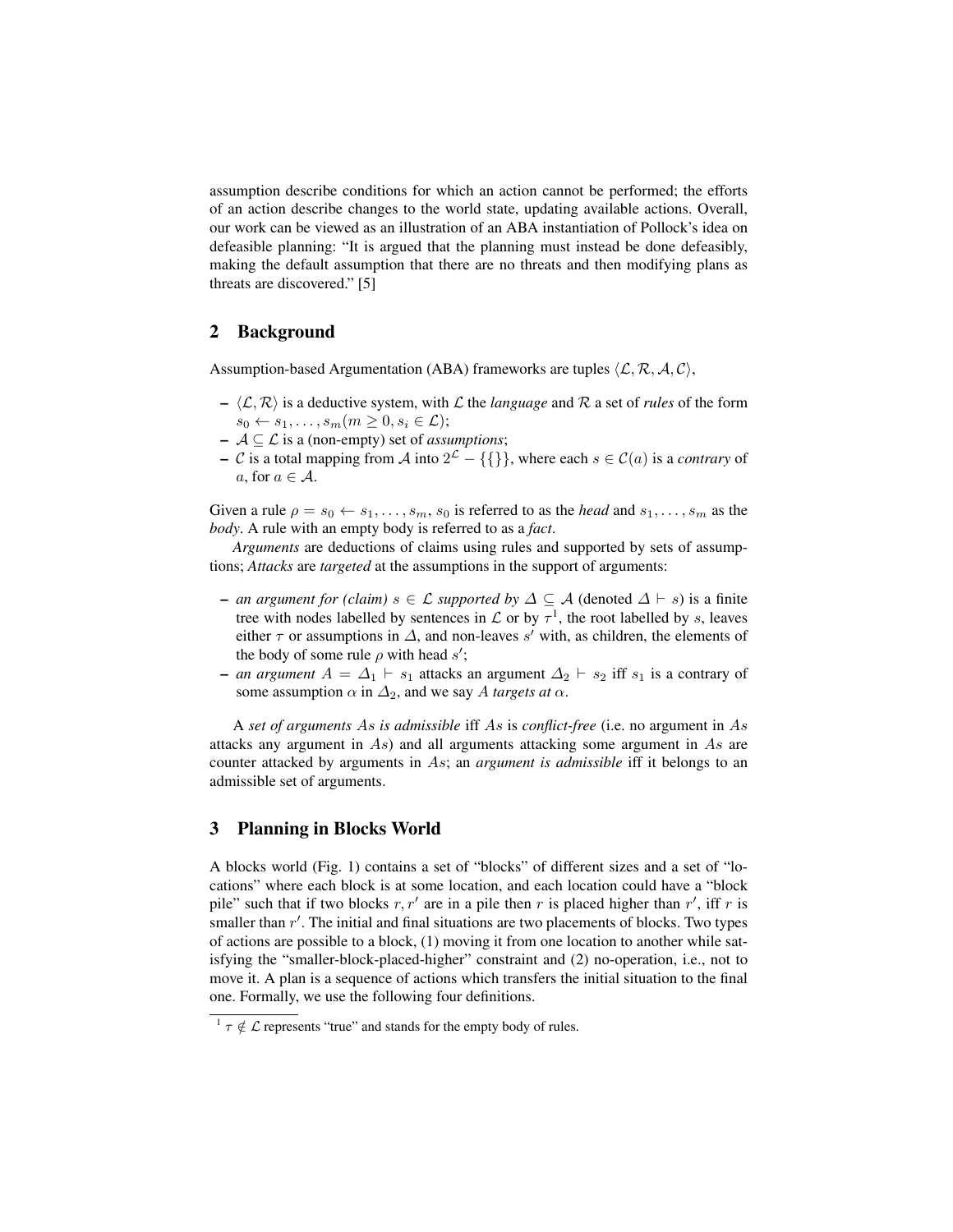assumption describe conditions for which an action cannot be performed; the efforts of an action describe changes to the world state, updating available actions. Overall, our work can be viewed as an illustration of an ABA instantiation of Pollock's idea on defeasible planning: "It is argued that the planning must instead be done defeasibly, making the default assumption that there are no threats and then modifying plans as threats are discovered." [5]

## 2 Background

Assumption-based Argumentation (ABA) frameworks are tuples $\langle \mathcal{L}, \mathcal{R}, \mathcal{A}, \mathcal{C} \rangle$,

- $\langle \mathcal{L}, \mathcal{R} \rangle$ is a deductive system, with $\mathcal{L}$ the *language* and $\mathcal{R}$ a set of *rules* of the form $s_0 \leftarrow s_1, \ldots, s_m (m \geq 0, s_i \in \mathcal{L})$;
- $\mathcal{A} \subseteq \mathcal{L}$ is a (non-empty) set of *assumptions*;
- $\mathcal{C}$ is a total mapping from $\mathcal{A}$ into $2^{\mathcal{L}} - \{\{\}\}$, where each $s \in \mathcal{C}(a)$ is a *contrary* of $a$, for $a \in \mathcal{A}$.

Given a rule $\rho = s_0 \leftarrow s_1, \ldots, s_m$, $s_0$ is referred to as the *head* and $s_1, \ldots, s_m$ as the *body*. A rule with an empty body is referred to as a *fact*.

*Arguments* are deductions of claims using rules and supported by sets of assumptions; *Attacks* are *targeted* at the assumptions in the support of arguments:

- *an argument for (claim)* $s \in \mathcal{L}$ *supported by* $\Delta \subseteq \mathcal{A}$ (denoted $\Delta \vdash s$) is a finite tree with nodes labelled by sentences in $\mathcal{L}$ or by $\tau$[1], the root labelled by $s$, leaves either $\tau$ or assumptions in $\Delta$, and non-leaves $s'$ with, as children, the elements of the body of some rule $\rho$ with head $s'$;
- *an argument* $A = \Delta_1 \vdash s_1$ attacks an argument $\Delta_2 \vdash s_2$ iff $s_1$ is a contrary of some assumption $\alpha$ in $\Delta_2$, and we say $A$ *targets at* $\alpha$.

A *set of arguments* $As$ *is admissible* iff $As$ is *conflict-free* (i.e. no argument in $As$ attacks any argument in $As$) and all arguments attacking some argument in $As$ are counter attacked by arguments in $As$; an *argument is admissible* iff it belongs to an admissible set of arguments.

## 3 Planning in Blocks World

A blocks world (Fig. 1) contains a set of "blocks" of different sizes and a set of "locations" where each block is at some location, and each location could have a "block pile" such that if two blocks $r, r'$ are in a pile then $r$ is placed higher than $r'$, iff $r$ is smaller than $r'$. The initial and final situations are two placements of blocks. Two types of actions are possible to a block, (1) moving it from one location to another while satisfying the "smaller-block-placed-higher" constraint and (2) no-operation, i.e., not to move it. A plan is a sequence of actions which transfers the initial situation to the final one. Formally, we use the following four definitions.

[1] $\tau \notin \mathcal{L}$ represents "true" and stands for the empty body of rules.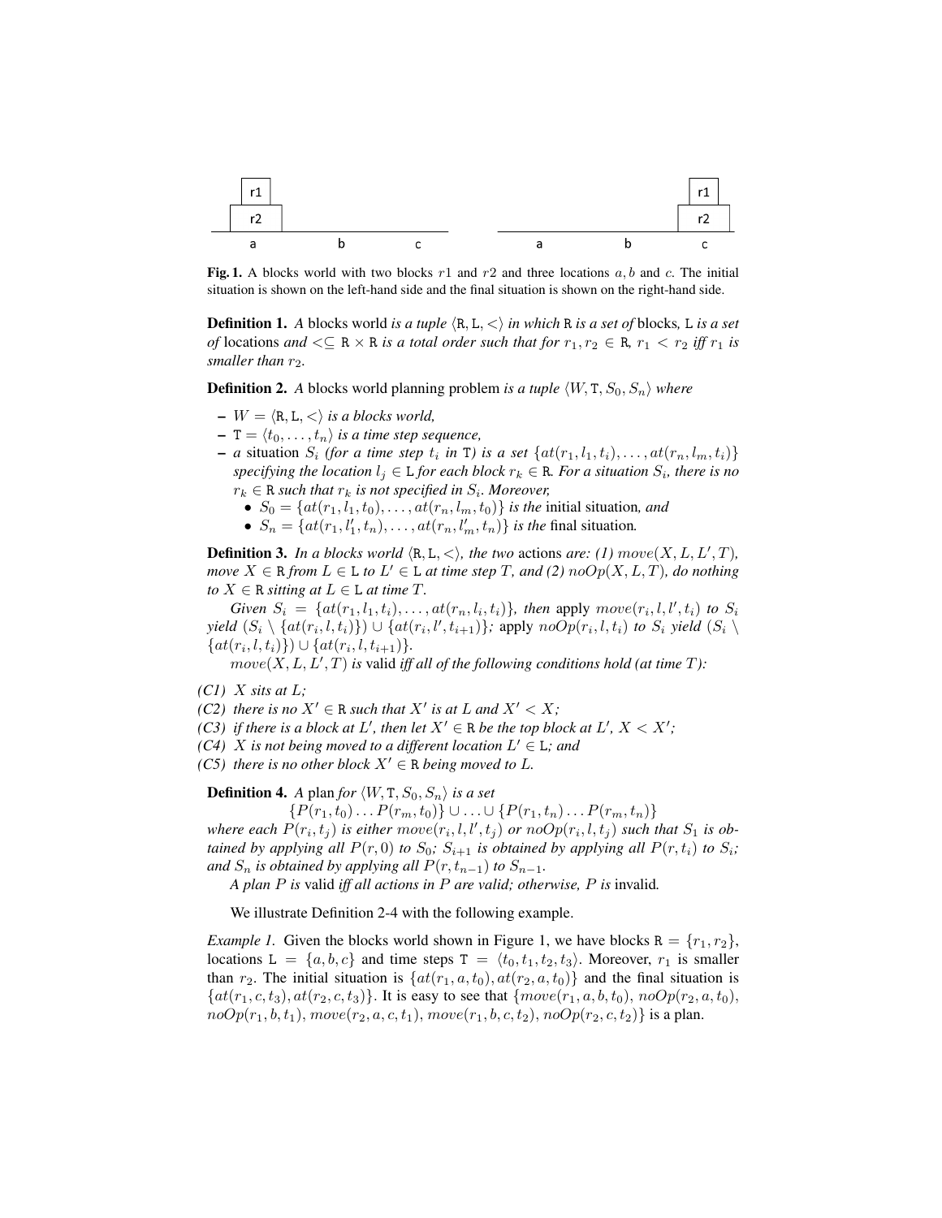r1

r2

a b c

r1

r2

a b c

**Fig. 1.** A blocks world with two blocks $r1$ and $r2$ and three locations $a, b$ and $c$. The initial situation is shown on the left-hand side and the final situation is shown on the right-hand side.

**Definition 1.** *A* blocks world *is a tuple* $\langle \mathtt{R}, \mathtt{L}, < \rangle$ *in which* R *is a set of* blocks*,* L *is a set of* locations *and* $< \subseteq \mathtt{R} \times \mathtt{R}$ *is a total order such that for* $r_1, r_2 \in \mathtt{R}$*,* $r_1 < r_2$ *iff* $r_1$ *is smaller than* $r_2$*.*

**Definition 2.** *A* blocks world planning problem *is a tuple* $\langle W, \mathtt{T}, S_0, S_n \rangle$ *where*

- $W = \langle \mathtt{R}, \mathtt{L}, < \rangle$ *is a blocks world,*
- $\mathtt{T} = \langle t_0, \ldots, t_n \rangle$ *is a time step sequence,*
- *a* situation $S_i$ *(for a time step* $t_i$ *in* T*) is a set* $\{at(r_1, l_1, t_i), \ldots, at(r_n, l_m, t_i)\}$ *specifying the location* $l_j \in \mathtt{L}$ *for each block* $r_k \in \mathtt{R}$*. For a situation* $S_i$*, there is no* $r_k \in \mathtt{R}$ *such that* $r_k$ *is not specified in* $S_i$*. Moreover,*
  - $S_0 = \{at(r_1, l_1, t_0), \ldots, at(r_n, l_m, t_0)\}$ *is the* initial situation*, and*
  - $S_n = \{at(r_1, l'_1, t_n), \ldots, at(r_n, l'_m, t_n)\}$ *is the* final situation*.*

**Definition 3.** *In a blocks world* $\langle \mathtt{R}, \mathtt{L}, < \rangle$*, the two* actions *are: (1)* $move(X, L, L', T)$*, move* $X \in \mathtt{R}$ *from* $L \in \mathtt{L}$ *to* $L' \in \mathtt{L}$ *at time step* $T$*, and (2)* $noOp(X, L, T)$*, do nothing to* $X \in \mathtt{R}$ *sitting at* $L \in \mathtt{L}$ *at time* $T$*.*

*Given* $S_i = \{at(r_1, l_1, t_i), \ldots, at(r_n, l_i, t_i)\}$*, then* apply $move(r_i, l, l', t_i)$ *to* $S_i$ *yield* $(S_i \setminus \{at(r_i, l, t_i)\}) \cup \{at(r_i, l', t_{i+1})\}$*;* apply $noOp(r_i, l, t_i)$ *to* $S_i$ *yield* $(S_i \setminus \{at(r_i, l, t_i)\}) \cup \{at(r_i, l, t_{i+1})\}$*.*

$move(X, L, L', T)$ *is* valid *iff all of the following conditions hold (at time* $T$*):*

*(C1)* $X$ *sits at* $L$*;*
*(C2) there is no* $X' \in \mathtt{R}$ *such that* $X'$ *is at* $L$ *and* $X' < X$*;*
*(C3) if there is a block at* $L'$*, then let* $X' \in \mathtt{R}$ *be the top block at* $L'$*,* $X < X'$*;*
*(C4)* $X$ *is not being moved to a different location* $L' \in \mathtt{L}$*; and*
*(C5) there is no other block* $X' \in \mathtt{R}$ *being moved to* $L$*.*

**Definition 4.** *A* plan *for* $\langle W, \mathtt{T}, S_0, S_n \rangle$ *is a set*

$$\{P(r_1, t_0) \ldots P(r_m, t_0)\} \cup \ldots \cup \{P(r_1, t_n) \ldots P(r_m, t_n)\}$$

*where each* $P(r_i, t_j)$ *is either* $move(r_i, l, l', t_j)$ *or* $noOp(r_i, l, t_j)$ *such that* $S_1$ *is obtained by applying all* $P(r, 0)$ *to* $S_0$*;* $S_{i+1}$ *is obtained by applying all* $P(r, t_i)$ *to* $S_i$*; and* $S_n$ *is obtained by applying all* $P(r, t_{n-1})$ *to* $S_{n-1}$*.*

*A plan* $P$ *is* valid *iff all actions in* $P$ *are valid; otherwise,* $P$ *is* invalid*.*

We illustrate Definition 2-4 with the following example.

*Example 1.* Given the blocks world shown in Figure 1, we have blocks $\mathtt{R} = \{r_1, r_2\}$, locations $\mathtt{L} = \{a, b, c\}$ and time steps $\mathtt{T} = \langle t_0, t_1, t_2, t_3 \rangle$. Moreover, $r_1$ is smaller than $r_2$. The initial situation is $\{at(r_1, a, t_0), at(r_2, a, t_0)\}$ and the final situation is $\{at(r_1, c, t_3), at(r_2, c, t_3)\}$. It is easy to see that $\{move(r_1, a, b, t_0), noOp(r_2, a, t_0), noOp(r_1, b, t_1), move(r_2, a, c, t_1), move(r_1, b, c, t_2), noOp(r_2, c, t_2)\}$ is a plan.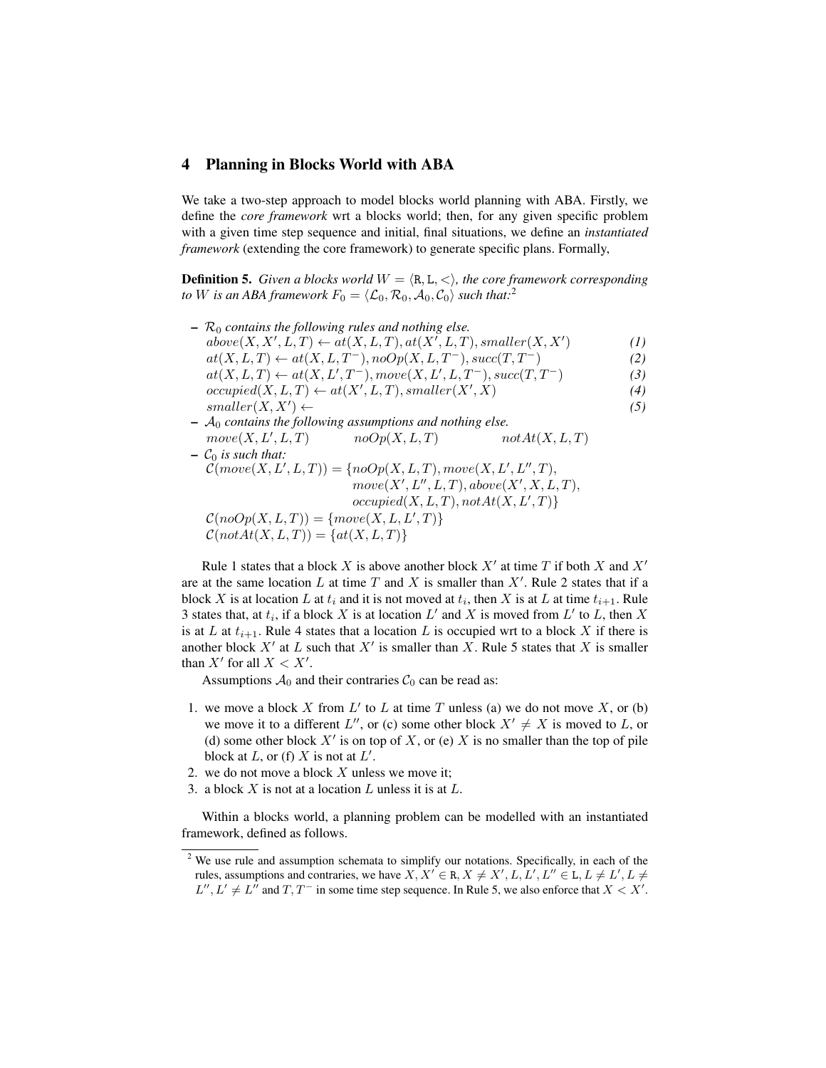## 4 Planning in Blocks World with ABA

We take a two-step approach to model blocks world planning with ABA. Firstly, we define the *core framework* wrt a blocks world; then, for any given specific problem with a given time step sequence and initial, final situations, we define an *instantiated framework* (extending the core framework) to generate specific plans. Formally,

**Definition 5.** *Given a blocks world $W = \langle \mathtt{R}, \mathtt{L}, < \rangle$, the core framework corresponding to $W$ is an ABA framework $F_0 = \langle \mathcal{L}_0, \mathcal{R}_0, \mathcal{A}_0, \mathcal{C}_0 \rangle$ such that:*[2]

- *$\mathcal{R}_0$ contains the following rules and nothing else.*
  $above(X, X', L, T) \leftarrow at(X, L, T), at(X', L, T), smaller(X, X')$ *(1)*
  $at(X, L, T) \leftarrow at(X, L, T^-), noOp(X, L, T^-), succ(T, T^-)$ *(2)*
  $at(X, L, T) \leftarrow at(X, L', T^-), move(X, L', L, T^-), succ(T, T^-)$ *(3)*
  $occupied(X, L, T) \leftarrow at(X', L, T), smaller(X', X)$ *(4)*
  $smaller(X, X') \leftarrow$ *(5)*
- *$\mathcal{A}_0$ contains the following assumptions and nothing else.*
  $move(X, L', L, T)$ $\quad noOp(X, L, T)$ $\quad notAt(X, L, T)$
- *$\mathcal{C}_0$ is such that:*
  $\mathcal{C}(move(X, L', L, T)) = \{noOp(X, L, T), move(X, L', L'', T), move(X', L'', L, T), above(X', X, L, T), occupied(X, L, T), notAt(X, L', T)\}$
  $\mathcal{C}(noOp(X, L, T)) = \{move(X, L, L', T)\}$
  $\mathcal{C}(notAt(X, L, T)) = \{at(X, L, T)\}$

Rule 1 states that a block $X$ is above another block $X'$ at time $T$ if both $X$ and $X'$ are at the same location $L$ at time $T$ and $X$ is smaller than $X'$. Rule 2 states that if a block $X$ is at location $L$ at $t_i$ and it is not moved at $t_i$, then $X$ is at $L$ at time $t_{i+1}$. Rule 3 states that, at $t_i$, if a block $X$ is at location $L'$ and $X$ is moved from $L'$ to $L$, then $X$ is at $L$ at $t_{i+1}$. Rule 4 states that a location $L$ is occupied wrt to a block $X$ if there is another block $X'$ at $L$ such that $X'$ is smaller than $X$. Rule 5 states that $X$ is smaller than $X'$ for all $X < X'$.

Assumptions $\mathcal{A}_0$ and their contraries $\mathcal{C}_0$ can be read as:

1. we move a block $X$ from $L'$ to $L$ at time $T$ unless (a) we do not move $X$, or (b) we move it to a different $L''$, or (c) some other block $X' \neq X$ is moved to $L$, or (d) some other block $X'$ is on top of $X$, or (e) $X$ is no smaller than the top of pile block at $L$, or (f) $X$ is not at $L'$.
2. we do not move a block $X$ unless we move it;
3. a block $X$ is not at a location $L$ unless it is at $L$.

Within a blocks world, a planning problem can be modelled with an instantiated framework, defined as follows.

[2] We use rule and assumption schemata to simplify our notations. Specifically, in each of the rules, assumptions and contraries, we have $X, X' \in \mathtt{R}, X \neq X', L, L', L'' \in \mathtt{L}, L \neq L', L \neq L'', L' \neq L''$ and $T, T^-$ in some time step sequence. In Rule 5, we also enforce that $X < X'$.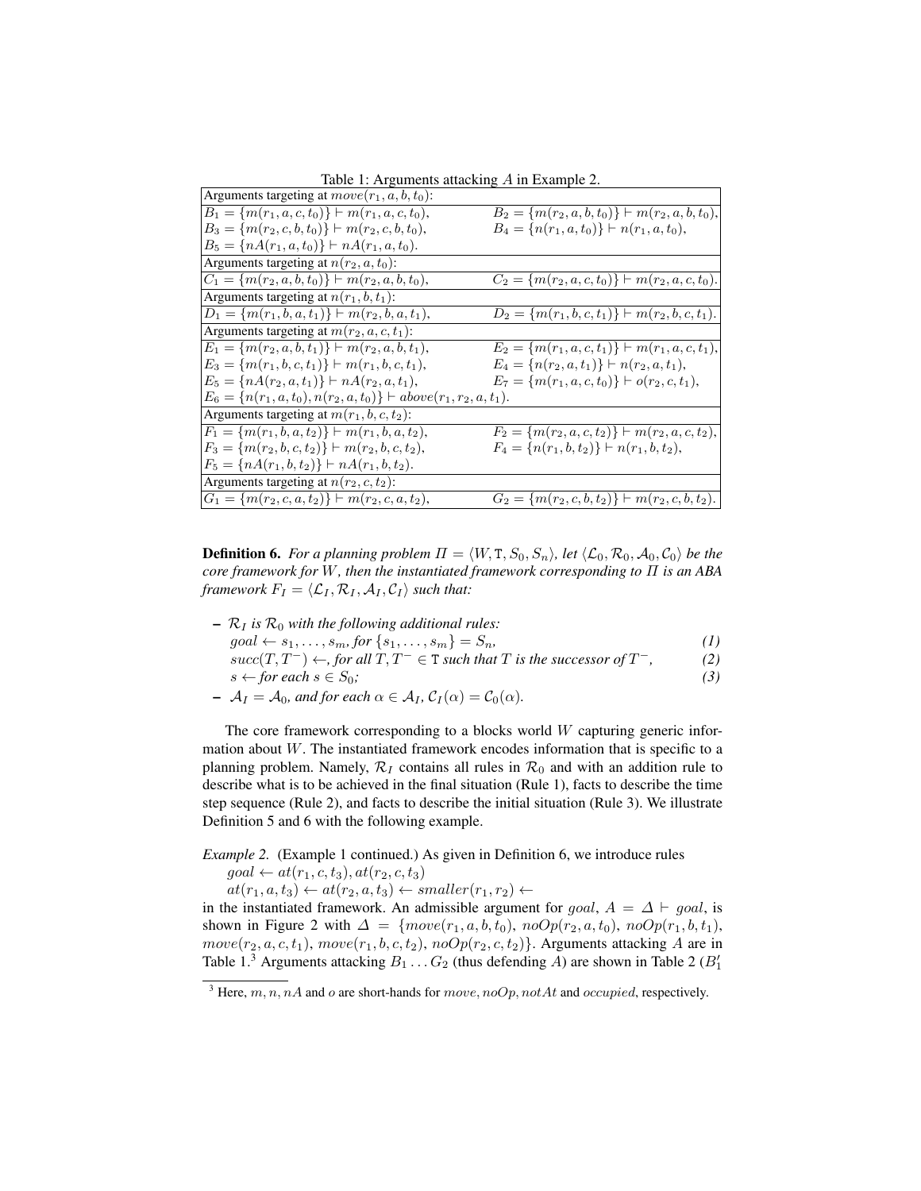Table 1: Arguments attacking $A$ in Example 2.

| | |
|---|---|
| Arguments targeting at $move(r_1, a, b, t_0)$: | |
| $B_1 = \{m(r_1, a, c, t_0)\} \vdash m(r_1, a, c, t_0)$, | $B_2 = \{m(r_2, a, b, t_0)\} \vdash m(r_2, a, b, t_0)$, |
| $B_3 = \{m(r_2, c, b, t_0)\} \vdash m(r_2, c, b, t_0)$, | $B_4 = \{n(r_1, a, t_0)\} \vdash n(r_1, a, t_0)$, |
| $B_5 = \{nA(r_1, a, t_0)\} \vdash nA(r_1, a, t_0)$. | |
| Arguments targeting at $n(r_2, a, t_0)$: | |
| $C_1 = \{m(r_2, a, b, t_0)\} \vdash m(r_2, a, b, t_0)$, | $C_2 = \{m(r_2, a, c, t_0)\} \vdash m(r_2, a, c, t_0)$. |
| Arguments targeting at $n(r_1, b, t_1)$: | |
| $D_1 = \{m(r_1, b, a, t_1)\} \vdash m(r_1, b, a, t_1)$, | $D_2 = \{m(r_1, b, c, t_1)\} \vdash m(r_2, b, c, t_1)$. |
| Arguments targeting at $m(r_2, a, c, t_1)$: | |
| $E_1 = \{m(r_2, a, b, t_1)\} \vdash m(r_2, a, b, t_1)$, | $E_2 = \{m(r_1, a, c, t_1)\} \vdash m(r_1, a, c, t_1)$, |
| $E_3 = \{m(r_1, b, c, t_1)\} \vdash m(r_1, b, c, t_1)$, | $E_4 = \{n(r_2, a, t_1)\} \vdash n(r_2, a, t_1)$, |
| $E_5 = \{nA(r_2, a, t_1)\} \vdash nA(r_2, a, t_1)$, | $E_7 = \{m(r_1, a, c, t_0)\} \vdash o(r_2, c, t_1)$, |
| $E_6 = \{n(r_1, a, t_0), n(r_2, a, t_0)\} \vdash above(r_1, r_2, a, t_1)$. | |
| Arguments targeting at $m(r_1, b, c, t_2)$: | |
| $F_1 = \{m(r_1, b, a, t_2)\} \vdash m(r_1, b, a, t_2)$, | $F_2 = \{m(r_2, a, c, t_2)\} \vdash m(r_2, a, c, t_2)$, |
| $F_3 = \{m(r_2, b, c, t_2)\} \vdash m(r_2, b, c, t_2)$, | $F_4 = \{n(r_1, b, t_2)\} \vdash n(r_1, b, t_2)$, |
| $F_5 = \{nA(r_1, b, t_2)\} \vdash nA(r_1, b, t_2)$. | |
| Arguments targeting at $n(r_2, c, t_2)$: | |
| $G_1 = \{m(r_2, c, a, t_2)\} \vdash m(r_2, c, a, t_2)$, | $G_2 = \{m(r_2, c, b, t_2)\} \vdash m(r_2, c, b, t_2)$. |

**Definition 6.** *For a planning problem $\Pi = \langle W, \mathtt{T}, S_0, S_n \rangle$, let $\langle \mathcal{L}_0, \mathcal{R}_0, \mathcal{A}_0, \mathcal{C}_0 \rangle$ be the core framework for $W$, then the instantiated framework corresponding to $\Pi$ is an ABA framework $F_I = \langle \mathcal{L}_I, \mathcal{R}_I, \mathcal{A}_I, \mathcal{C}_I \rangle$ such that:*

- *$\mathcal{R}_I$ is $\mathcal{R}_0$ with the following additional rules:*
  *$goal \leftarrow s_1, \ldots, s_m$, for $\{s_1, \ldots, s_m\} = S_n$,* *(1)*
  *$succ(T, T^-) \leftarrow$, for all $T, T^- \in \mathtt{T}$ such that $T$ is the successor of $T^-$,* *(2)*
  *$s \leftarrow$ for each $s \in S_0$;* *(3)*
- *$\mathcal{A}_I = \mathcal{A}_0$, and for each $\alpha \in \mathcal{A}_I$, $\mathcal{C}_I(\alpha) = \mathcal{C}_0(\alpha)$.*

The core framework corresponding to a blocks world $W$ capturing generic information about $W$. The instantiated framework encodes information that is specific to a planning problem. Namely, $\mathcal{R}_I$ contains all rules in $\mathcal{R}_0$ and with an addition rule to describe what is to be achieved in the final situation (Rule 1), facts to describe the time step sequence (Rule 2), and facts to describe the initial situation (Rule 3). We illustrate Definition 5 and 6 with the following example.

*Example 2.* (Example 1 continued.) As given in Definition 6, we introduce rules
$goal \leftarrow at(r_1, c, t_3), at(r_2, c, t_3)$
$at(r_1, a, t_3) \leftarrow at(r_2, a, t_3) \leftarrow smaller(r_1, r_2) \leftarrow$
in the instantiated framework. An admissible argument for $goal$, $A = \Delta \vdash goal$, is shown in Figure 2 with $\Delta = \{move(r_1, a, b, t_0),\ noOp(r_2, a, t_0),\ noOp(r_1, b, t_1),$ $move(r_2, a, c, t_1),\ move(r_1, b, c, t_2),\ noOp(r_2, c, t_2)\}$. Arguments attacking $A$ are in Table 1.[3] Arguments attacking $B_1 \ldots G_2$ (thus defending $A$) are shown in Table 2 ($B_1'$

[3] Here, $m, n, nA$ and $o$ are short-hands for $move, noOp, notAt$ and $occupied$, respectively.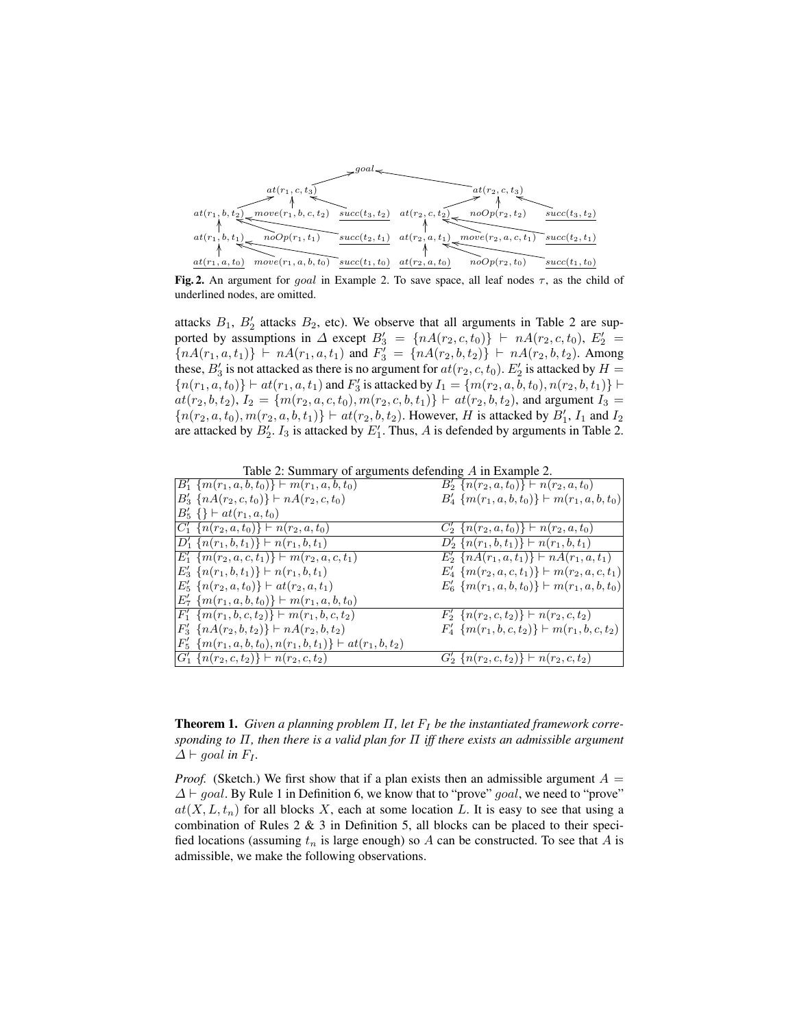goal

$at(r_1, c, t_3)$ $at(r_2, c, t_3)$

$at(r_1, b, t_2)$ $move(r_1, b, c, t_2)$ $succ(t_3, t_2)$ $at(r_2, c, t_2)$ $noOp(r_2, t_2)$ $succ(t_3, t_2)$

$at(r_1, b, t_1)$ $noOp(r_1, t_1)$ $succ(t_2, t_1)$ $at(r_2, a, t_1)$ $move(r_2, a, c, t_1)$ $succ(t_2, t_1)$

$at(r_1, a, t_0)$ $move(r_1, a, b, t_0)$ $succ(t_1, t_0)$ $at(r_2, a, t_0)$ $noOp(r_2, t_0)$ $succ(t_1, t_0)$

**Fig. 2.** An argument for *goal* in Example 2. To save space, all leaf nodes $\tau$, as the child of underlined nodes, are omitted.

attacks $B_1$, $B_2'$ attacks $B_2$, etc). We observe that all arguments in Table 2 are supported by assumptions in $\Delta$ except $B_3' = \{nA(r_2, c, t_0)\} \vdash nA(r_2, c, t_0)$, $E_2' = \{nA(r_1, a, t_1)\} \vdash nA(r_1, a, t_1)$ and $F_3' = \{nA(r_2, b, t_2)\} \vdash nA(r_2, b, t_2)$. Among these, $B_3'$ is not attacked as there is no argument for $at(r_2, c, t_0)$. $E_2'$ is attacked by $H = \{n(r_1, a, t_0)\} \vdash at(r_1, a, t_1)$ and $F_3'$ is attacked by $I_1 = \{m(r_2, a, b, t_0), n(r_2, b, t_1)\} \vdash at(r_2, b, t_2)$, $I_2 = \{m(r_2, a, c, t_0), m(r_2, c, b, t_1)\} \vdash at(r_2, b, t_2)$, and argument $I_3 = \{n(r_2, a, t_0), m(r_2, a, b, t_1)\} \vdash at(r_2, b, t_2)$. However, $H$ is attacked by $B_1'$, $I_1$ and $I_2$ are attacked by $B_2'$. $I_3$ is attacked by $E_1'$. Thus, $A$ is defended by arguments in Table 2.

Table 2: Summary of arguments defending $A$ in Example 2.

| | |
|---|---|
| $B_1'$ $\{m(r_1, a, b, t_0)\} \vdash m(r_1, a, b, t_0)$ | $B_2'$ $\{n(r_2, a, t_0)\} \vdash n(r_2, a, t_0)$ |
| $B_3'$ $\{nA(r_2, c, t_0)\} \vdash nA(r_2, c, t_0)$ | $B_4'$ $\{m(r_1, a, b, t_0)\} \vdash m(r_1, a, b, t_0)$ |
| $B_5'$ $\{\} \vdash at(r_1, a, t_0)$ | |
| $C_1'$ $\{n(r_2, a, t_0)\} \vdash n(r_2, a, t_0)$ | $C_2'$ $\{n(r_2, a, t_0)\} \vdash n(r_2, a, t_0)$ |
| $D_1'$ $\{n(r_1, b, t_1)\} \vdash n(r_1, b, t_1)$ | $D_2'$ $\{n(r_1, b, t_1)\} \vdash n(r_1, b, t_1)$ |
| $E_1'$ $\{m(r_2, a, c, t_1)\} \vdash m(r_2, a, c, t_1)$ | $E_2'$ $\{nA(r_1, a, t_1)\} \vdash nA(r_1, a, t_1)$ |
| $E_3'$ $\{n(r_1, b, t_1)\} \vdash n(r_1, b, t_1)$ | $E_4'$ $\{m(r_2, a, c, t_1)\} \vdash m(r_2, a, c, t_1)$ |
| $E_5'$ $\{n(r_2, a, t_0)\} \vdash at(r_2, a, t_1)$ | $E_6'$ $\{m(r_1, a, b, t_0)\} \vdash m(r_1, a, b, t_0)$ |
| $E_7'$ $\{m(r_1, a, b, t_0)\} \vdash m(r_1, a, b, t_0)$ | |
| $F_1'$ $\{m(r_1, b, c, t_2)\} \vdash m(r_1, b, c, t_2)$ | $F_2'$ $\{n(r_2, c, t_2)\} \vdash n(r_2, c, t_2)$ |
| $F_3'$ $\{nA(r_2, b, t_2)\} \vdash nA(r_2, b, t_2)$ | $F_4'$ $\{m(r_1, b, c, t_2)\} \vdash m(r_1, b, c, t_2)$ |
| $F_5'$ $\{m(r_1, a, b, t_0), n(r_1, b, t_1)\} \vdash at(r_1, b, t_2)$ | |
| $G_1'$ $\{n(r_2, c, t_2)\} \vdash n(r_2, c, t_2)$ | $G_2'$ $\{n(r_2, c, t_2)\} \vdash n(r_2, c, t_2)$ |

**Theorem 1.** *Given a planning problem $\Pi$, let $F_I$ be the instantiated framework corresponding to $\Pi$, then there is a valid plan for $\Pi$ iff there exists an admissible argument $\Delta \vdash goal$ in $F_I$.*

*Proof.* (Sketch.) We first show that if a plan exists then an admissible argument $A = \Delta \vdash goal$. By Rule 1 in Definition 6, we know that to "prove" $goal$, we need to "prove" $at(X, L, t_n)$ for all blocks $X$, each at some location $L$. It is easy to see that using a combination of Rules 2 & 3 in Definition 5, all blocks can be placed to their specified locations (assuming $t_n$ is large enough) so $A$ can be constructed. To see that $A$ is admissible, we make the following observations.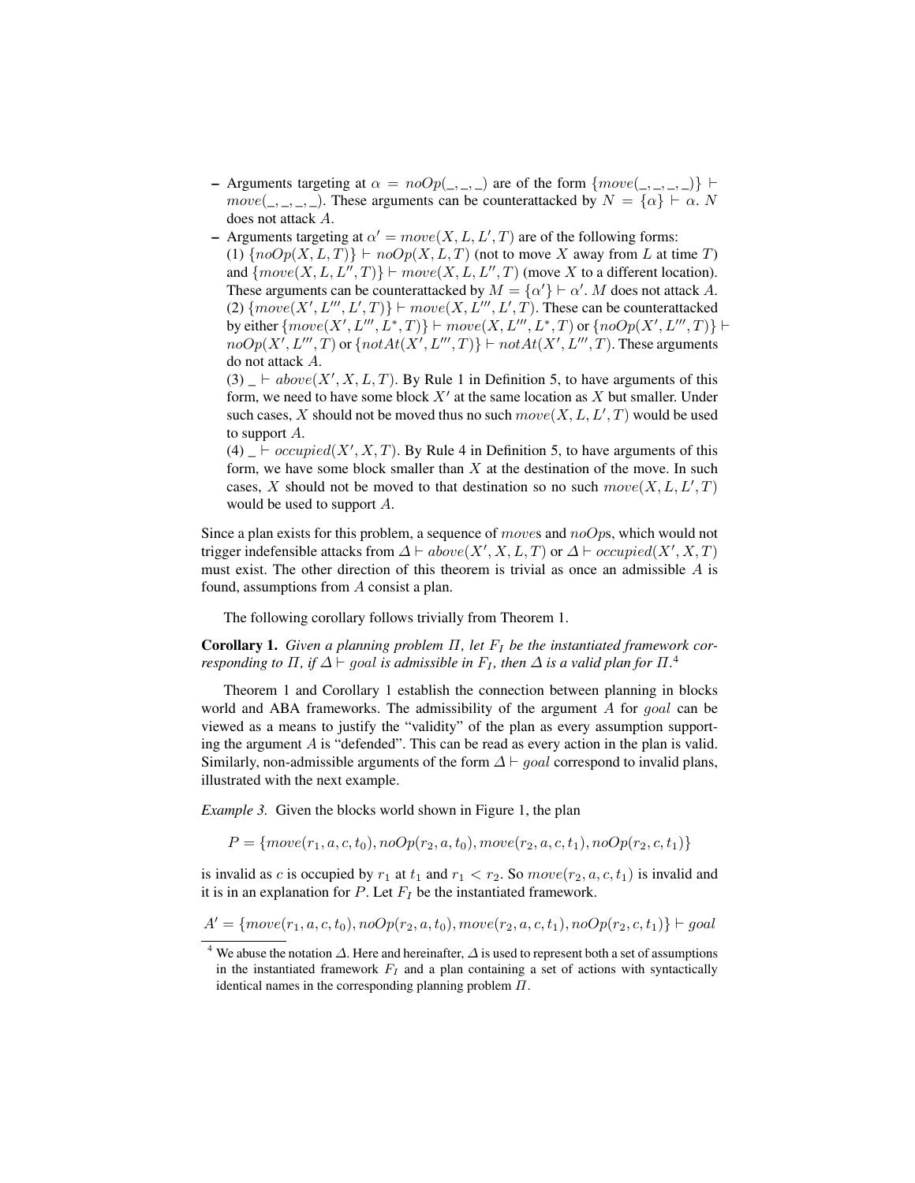- Arguments targeting at $\alpha = noOp(\_,\_,\_)$ are of the form $\{move(\_,\_,\_,\_)\} \vdash move(\_,\_,\_,\_)$. These arguments can be counterattacked by $N = \{\alpha\} \vdash \alpha$. $N$ does not attack $A$.
- Arguments targeting at $\alpha' = move(X, L, L', T)$ are of the following forms:
  (1) $\{noOp(X, L, T)\} \vdash noOp(X, L, T)$ (not to move $X$ away from $L$ at time $T$) and $\{move(X, L, L'', T)\} \vdash move(X, L, L'', T)$ (move $X$ to a different location). These arguments can be counterattacked by $M = \{\alpha'\} \vdash \alpha'$. $M$ does not attack $A$.
  (2) $\{move(X', L''', L', T)\} \vdash move(X', L''', L', T)$. These can be counterattacked by either $\{move(X', L''', L^*, T)\} \vdash move(X, L''', L^*, T)$ or $\{noOp(X', L''', T)\} \vdash noOp(X', L''', T)$ or $\{notAt(X', L''', T)\} \vdash notAt(X', L''', T)$. These arguments do not attack $A$.
  (3) $\_ \vdash above(X', X, L, T)$. By Rule 1 in Definition 5, to have arguments of this form, we need to have some block $X'$ at the same location as $X$ but smaller. Under such cases, $X$ should not be moved thus no such $move(X, L, L', T)$ would be used to support $A$.
  (4) $\_ \vdash occupied(X', X, T)$. By Rule 4 in Definition 5, to have arguments of this form, we have some block smaller than $X$ at the destination of the move. In such cases, $X$ should not be moved to that destination so no such $move(X, L, L', T)$ would be used to support $A$.

Since a plan exists for this problem, a sequence of $move$s and $noOp$s, which would not trigger indefensible attacks from $\Delta \vdash above(X', X, L, T)$ or $\Delta \vdash occupied(X', X, T)$ must exist. The other direction of this theorem is trivial as once an admissible $A$ is found, assumptions from $A$ consist a plan.

The following corollary follows trivially from Theorem 1.

**Corollary 1.** *Given a planning problem $\Pi$, let $F_I$ be the instantiated framework corresponding to $\Pi$, if $\Delta \vdash goal$ is admissible in $F_I$, then $\Delta$ is a valid plan for $\Pi$.*[4]

Theorem 1 and Corollary 1 establish the connection between planning in blocks world and ABA frameworks. The admissibility of the argument $A$ for $goal$ can be viewed as a means to justify the "validity" of the plan as every assumption supporting the argument $A$ is "defended". This can be read as every action in the plan is valid. Similarly, non-admissible arguments of the form $\Delta \vdash goal$ correspond to invalid plans, illustrated with the next example.

*Example 3.* Given the blocks world shown in Figure 1, the plan

$$P = \{move(r_1, a, c, t_0), noOp(r_2, a, t_0), move(r_2, a, c, t_1), noOp(r_2, c, t_1)\}$$

is invalid as $c$ is occupied by $r_1$ at $t_1$ and $r_1 < r_2$. So $move(r_2, a, c, t_1)$ is invalid and it is in an explanation for $P$. Let $F_I$ be the instantiated framework.

$$A' = \{move(r_1, a, c, t_0), noOp(r_2, a, t_0), move(r_2, a, c, t_1), noOp(r_2, c, t_1)\} \vdash goal$$

[4] We abuse the notation $\Delta$. Here and hereinafter, $\Delta$ is used to represent both a set of assumptions in the instantiated framework $F_I$ and a plan containing a set of actions with syntactically identical names in the corresponding planning problem $\Pi$.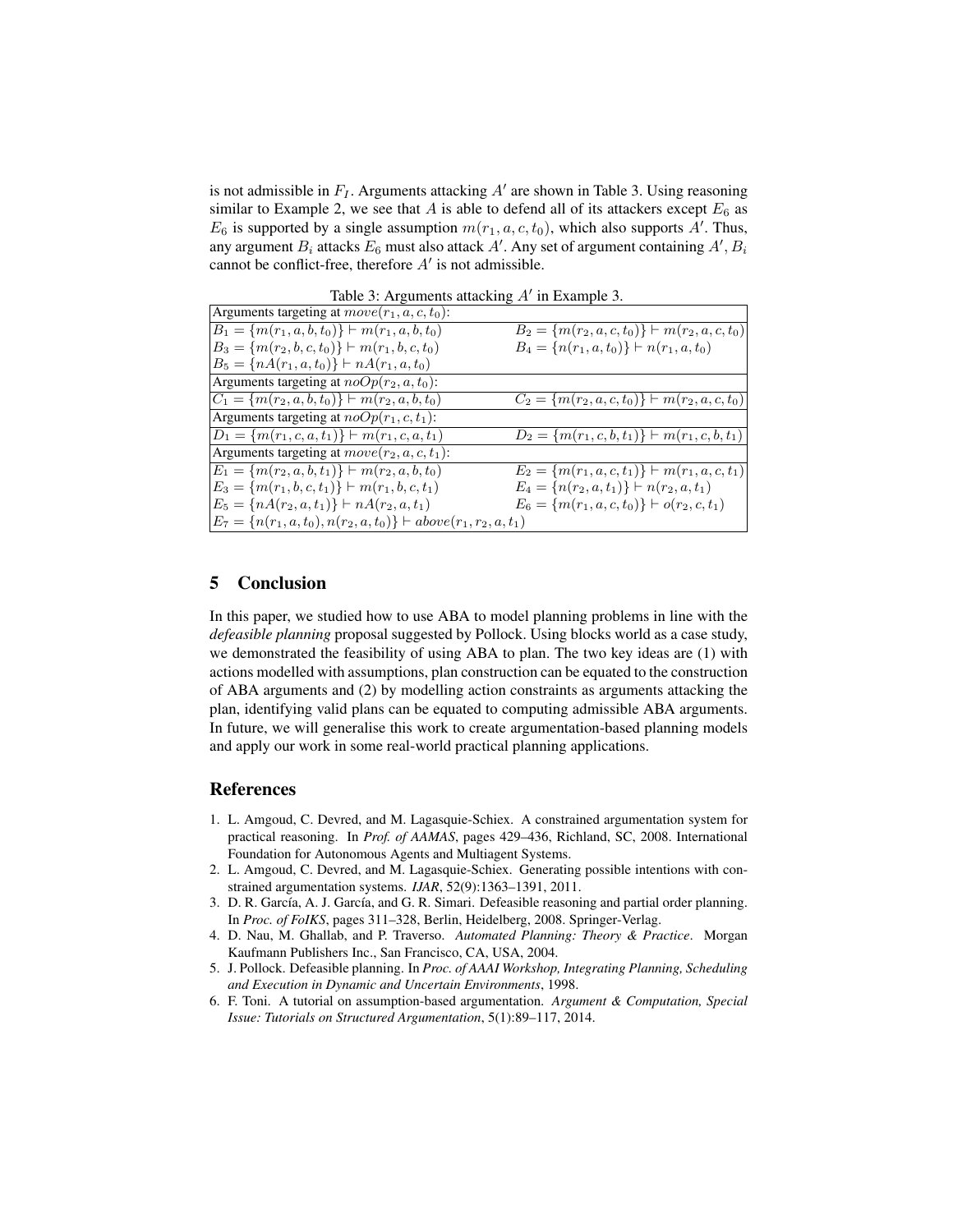is not admissible in $F_I$. Arguments attacking $A'$ are shown in Table 3. Using reasoning similar to Example 2, we see that $A$ is able to defend all of its attackers except $E_6$ as $E_6$ is supported by a single assumption $m(r_1, a, c, t_0)$, which also supports $A'$. Thus, any argument $B_i$ attacks $E_6$ must also attack $A'$. Any set of argument containing $A', B_i$ cannot be conflict-free, therefore $A'$ is not admissible.

Table 3: Arguments attacking $A'$ in Example 3.

| | |
|---|---|
| Arguments targeting at $move(r_1, a, c, t_0)$: | |
| $B_1 = \{m(r_1, a, b, t_0)\} \vdash m(r_1, a, b, t_0)$ | $B_2 = \{m(r_2, a, c, t_0)\} \vdash m(r_2, a, c, t_0)$ |
| $B_3 = \{m(r_2, b, c, t_0)\} \vdash m(r_1, b, c, t_0)$ | $B_4 = \{n(r_1, a, t_0)\} \vdash n(r_1, a, t_0)$ |
| $B_5 = \{nA(r_1, a, t_0)\} \vdash nA(r_1, a, t_0)$ | |
| Arguments targeting at $noOp(r_2, a, t_0)$: | |
| $C_1 = \{m(r_2, a, b, t_0)\} \vdash m(r_2, a, b, t_0)$ | $C_2 = \{m(r_2, a, c, t_0)\} \vdash m(r_2, a, c, t_0)$ |
| Arguments targeting at $noOp(r_1, c, t_1)$: | |
| $D_1 = \{m(r_1, c, a, t_1)\} \vdash m(r_1, c, a, t_1)$ | $D_2 = \{m(r_1, c, b, t_1)\} \vdash m(r_1, c, b, t_1)$ |
| Arguments targeting at $move(r_2, a, c, t_1)$: | |
| $E_1 = \{m(r_2, a, b, t_1)\} \vdash m(r_2, a, b, t_0)$ | $E_2 = \{m(r_1, a, c, t_1)\} \vdash m(r_1, a, c, t_1)$ |
| $E_3 = \{m(r_1, b, c, t_1)\} \vdash m(r_1, b, c, t_1)$ | $E_4 = \{n(r_2, a, t_1)\} \vdash n(r_2, a, t_1)$ |
| $E_5 = \{nA(r_2, a, t_1)\} \vdash nA(r_2, a, t_1)$ | $E_6 = \{m(r_1, a, c, t_0)\} \vdash o(r_2, c, t_1)$ |
| $E_7 = \{n(r_1, a, t_0), n(r_2, a, t_0)\} \vdash above(r_1, r_2, a, t_1)$ | |

## 5 Conclusion

In this paper, we studied how to use ABA to model planning problems in line with the *defeasible planning* proposal suggested by Pollock. Using blocks world as a case study, we demonstrated the feasibility of using ABA to plan. The two key ideas are (1) with actions modelled with assumptions, plan construction can be equated to the construction of ABA arguments and (2) by modelling action constraints as arguments attacking the plan, identifying valid plans can be equated to computing admissible ABA arguments. In future, we will generalise this work to create argumentation-based planning models and apply our work in some real-world practical planning applications.

## References

1. L. Amgoud, C. Devred, and M. Lagasquie-Schiex. A constrained argumentation system for practical reasoning. In *Prof. of AAMAS*, pages 429–436, Richland, SC, 2008. International Foundation for Autonomous Agents and Multiagent Systems.
2. L. Amgoud, C. Devred, and M. Lagasquie-Schiex. Generating possible intentions with constrained argumentation systems. *IJAR*, 52(9):1363–1391, 2011.
3. D. R. García, A. J. García, and G. R. Simari. Defeasible reasoning and partial order planning. In *Proc. of FoIKS*, pages 311–328, Berlin, Heidelberg, 2008. Springer-Verlag.
4. D. Nau, M. Ghallab, and P. Traverso. *Automated Planning: Theory & Practice*. Morgan Kaufmann Publishers Inc., San Francisco, CA, USA, 2004.
5. J. Pollock. Defeasible planning. In *Proc. of AAAI Workshop, Integrating Planning, Scheduling and Execution in Dynamic and Uncertain Environments*, 1998.
6. F. Toni. A tutorial on assumption-based argumentation. *Argument & Computation, Special Issue: Tutorials on Structured Argumentation*, 5(1):89–117, 2014.